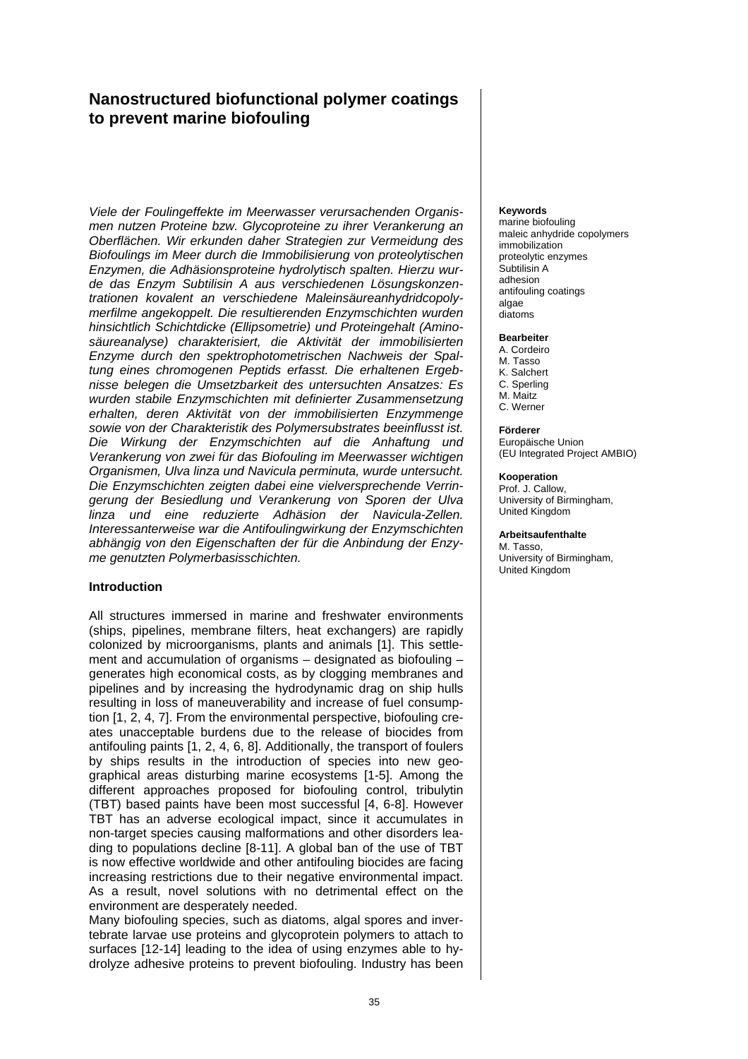# Nanostructured biofunctional polymer coatings to prevent marine biofouling

*Viele der Foulingeffekte im Meerwasser verursachenden Organismen nutzen Proteine bzw. Glycoproteine zu ihrer Verankerung an Oberflächen. Wir erkunden daher Strategien zur Vermeidung des Biofoulings im Meer durch die Immobilisierung von proteolytischen Enzymen, die Adhäsionsproteine hydrolytisch spalten. Hierzu wurde das Enzym Subtilisin A aus verschiedenen Lösungskonzentrationen kovalent an verschiedene Maleinsäureanhydridcopolymerfilme angekoppelt. Die resultierenden Enzymschichten wurden hinsichtlich Schichtdicke (Ellipsometrie) und Proteingehalt (Aminosäureanalyse) charakterisiert, die Aktivität der immobilisierten Enzyme durch den spektrophotometrischen Nachweis der Spaltung eines chromogenen Peptids erfasst. Die erhaltenen Ergebnisse belegen die Umsetzbarkeit des untersuchten Ansatzes: Es wurden stabile Enzymschichten mit definierter Zusammensetzung erhalten, deren Aktivität von der immobilisierten Enzymmenge sowie von der Charakteristik des Polymersubstrates beeinflusst ist. Die Wirkung der Enzymschichten auf die Anhaftung und Verankerung von zwei für das Biofouling im Meerwasser wichtigen Organismen, Ulva linza und Navicula perminuta, wurde untersucht. Die Enzymschichten zeigten dabei eine vielversprechende Verringerung der Besiedlung und Verankerung von Sporen der Ulva linza und eine reduzierte Adhäsion der Navicula-Zellen. Interessanterweise war die Antifoulingwirkung der Enzymschichten abhängig von den Eigenschaften der für die Anbindung der Enzyme genutzten Polymerbasisschichten.*

**Keywords**
marine biofouling
maleic anhydride copolymers
immobilization
proteolytic enzymes
Subtilisin A
adhesion
antifouling coatings
algae
diatoms

**Bearbeiter**
A. Cordeiro
M. Tasso
K. Salchert
C. Sperling
M. Maitz
C. Werner

**Förderer**
Europäische Union
(EU Integrated Project AMBIO)

**Kooperation**
Prof. J. Callow,
University of Birmingham,
United Kingdom

**Arbeitsaufenthalte**
M. Tasso,
University of Birmingham,
United Kingdom

## Introduction

All structures immersed in marine and freshwater environments (ships, pipelines, membrane filters, heat exchangers) are rapidly colonized by microorganisms, plants and animals [1]. This settlement and accumulation of organisms – designated as biofouling – generates high economical costs, as by clogging membranes and pipelines and by increasing the hydrodynamic drag on ship hulls resulting in loss of maneuverability and increase of fuel consumption [1, 2, 4, 7]. From the environmental perspective, biofouling creates unacceptable burdens due to the release of biocides from antifouling paints [1, 2, 4, 6, 8]. Additionally, the transport of foulers by ships results in the introduction of species into new geographical areas disturbing marine ecosystems [1-5]. Among the different approaches proposed for biofouling control, tribulytin (TBT) based paints have been most successful [4, 6-8]. However TBT has an adverse ecological impact, since it accumulates in non-target species causing malformations and other disorders leading to populations decline [8-11]. A global ban of the use of TBT is now effective worldwide and other antifouling biocides are facing increasing restrictions due to their negative environmental impact. As a result, novel solutions with no detrimental effect on the environment are desperately needed.

Many biofouling species, such as diatoms, algal spores and invertebrate larvae use proteins and glycoprotein polymers to attach to surfaces [12-14] leading to the idea of using enzymes able to hydrolyze adhesive proteins to prevent biofouling. Industry has been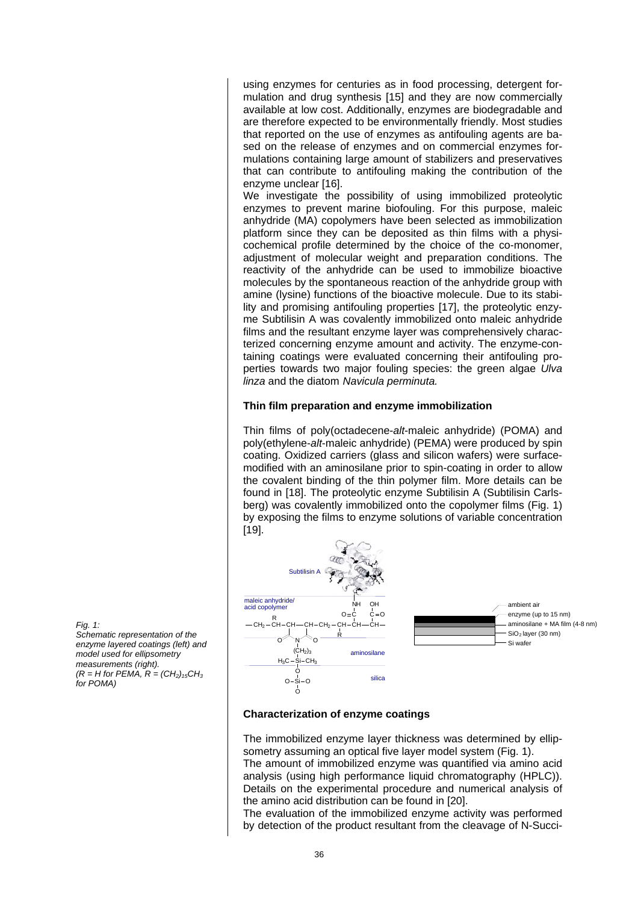using enzymes for centuries as in food processing, detergent formulation and drug synthesis [15] and they are now commercially available at low cost. Additionally, enzymes are biodegradable and are therefore expected to be environmentally friendly. Most studies that reported on the use of enzymes as antifouling agents are based on the release of enzymes and on commercial enzymes formulations containing large amount of stabilizers and preservatives that can contribute to antifouling making the contribution of the enzyme unclear [16].

We investigate the possibility of using immobilized proteolytic enzymes to prevent marine biofouling. For this purpose, maleic anhydride (MA) copolymers have been selected as immobilization platform since they can be deposited as thin films with a physicochemical profile determined by the choice of the co-monomer, adjustment of molecular weight and preparation conditions. The reactivity of the anhydride can be used to immobilize bioactive molecules by the spontaneous reaction of the anhydride group with amine (lysine) functions of the bioactive molecule. Due to its stability and promising antifouling properties [17], the proteolytic enzyme Subtilisin A was covalently immobilized onto maleic anhydride films and the resultant enzyme layer was comprehensively characterized concerning enzyme amount and activity. The enzyme-containing coatings were evaluated concerning their antifouling properties towards two major fouling species: the green algae *Ulva linza* and the diatom *Navicula perminuta.*

### Thin film preparation and enzyme immobilization

Thin films of poly(octadecene-*alt*-maleic anhydride) (POMA) and poly(ethylene-*alt*-maleic anhydride) (PEMA) were produced by spin coating. Oxidized carriers (glass and silicon wafers) were surface-modified with an aminosilane prior to spin-coating in order to allow the covalent binding of the thin polymer film. More details can be found in [18]. The proteolytic enzyme Subtilisin A (Subtilisin Carlsberg) was covalently immobilized onto the copolymer films (Fig. 1) by exposing the films to enzyme solutions of variable concentration [19].

*Fig. 1:*
*Schematic representation of the enzyme layered coatings (left) and model used for ellipsometry measurements (right).*
*($R = H$ for PEMA, $R = (CH_2)_{15}CH_3$ for POMA)*

### Characterization of enzyme coatings

The immobilized enzyme layer thickness was determined by ellipsometry assuming an optical five layer model system (Fig. 1).

The amount of immobilized enzyme was quantified via amino acid analysis (using high performance liquid chromatography (HPLC)). Details on the experimental procedure and numerical analysis of the amino acid distribution can be found in [20].

The evaluation of the immobilized enzyme activity was performed by detection of the product resultant from the cleavage of N-Succi-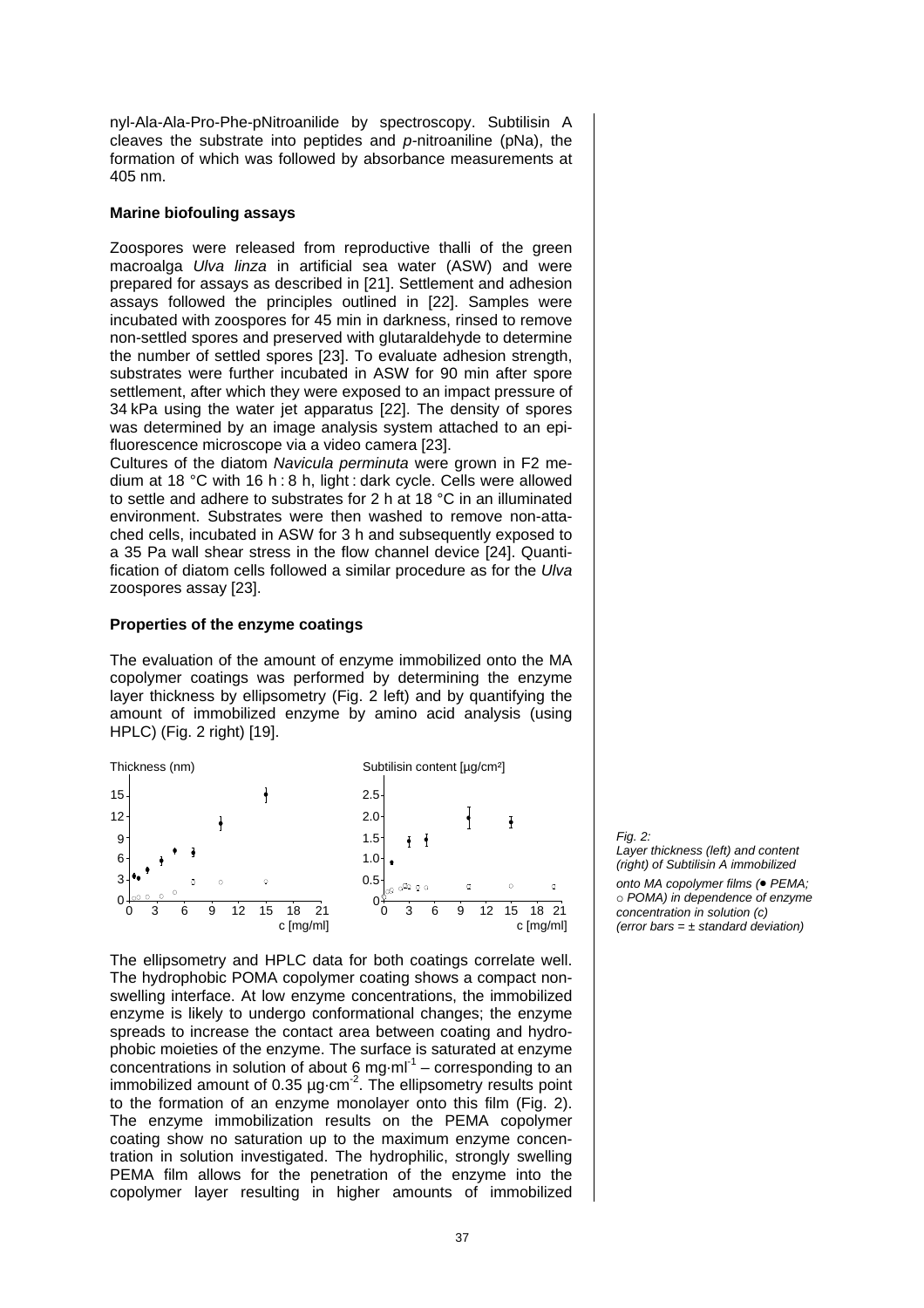nyl-Ala-Ala-Pro-Phe-pNitroanilide by spectroscopy. Subtilisin A cleaves the substrate into peptides and *p*-nitroaniline (pNa), the formation of which was followed by absorbance measurements at 405 nm.

### Marine biofouling assays

Zoospores were released from reproductive thalli of the green macroalga *Ulva linza* in artificial sea water (ASW) and were prepared for assays as described in [21]. Settlement and adhesion assays followed the principles outlined in [22]. Samples were incubated with zoospores for 45 min in darkness, rinsed to remove non-settled spores and preserved with glutaraldehyde to determine the number of settled spores [23]. To evaluate adhesion strength, substrates were further incubated in ASW for 90 min after spore settlement, after which they were exposed to an impact pressure of 34 kPa using the water jet apparatus [22]. The density of spores was determined by an image analysis system attached to an epi-fluorescence microscope via a video camera [23].

Cultures of the diatom *Navicula perminuta* were grown in F2 medium at 18 °C with 16 h : 8 h, light : dark cycle. Cells were allowed to settle and adhere to substrates for 2 h at 18 °C in an illuminated environment. Substrates were then washed to remove non-attached cells, incubated in ASW for 3 h and subsequently exposed to a 35 Pa wall shear stress in the flow channel device [24]. Quantification of diatom cells followed a similar procedure as for the *Ulva* zoospores assay [23].

### Properties of the enzyme coatings

The evaluation of the amount of enzyme immobilized onto the MA copolymer coatings was performed by determining the enzyme layer thickness by ellipsometry (Fig. 2 left) and by quantifying the amount of immobilized enzyme by amino acid analysis (using HPLC) (Fig. 2 right) [19].

*Fig. 2: Layer thickness (left) and content (right) of Subtilisin A immobilized onto MA copolymer films (● PEMA; ○ POMA) in dependence of enzyme concentration in solution (c) (error bars = ± standard deviation)*

The ellipsometry and HPLC data for both coatings correlate well. The hydrophobic POMA copolymer coating shows a compact non-swelling interface. At low enzyme concentrations, the immobilized enzyme is likely to undergo conformational changes; the enzyme spreads to increase the contact area between coating and hydrophobic moieties of the enzyme. The surface is saturated at enzyme concentrations in solution of about 6 $mg \cdot ml^{-1}$ – corresponding to an immobilized amount of 0.35 $\mu g \cdot cm^{-2}$. The ellipsometry results point to the formation of an enzyme monolayer onto this film (Fig. 2). The enzyme immobilization results on the PEMA copolymer coating show no saturation up to the maximum enzyme concentration in solution investigated. The hydrophilic, strongly swelling PEMA film allows for the penetration of the enzyme into the copolymer layer resulting in higher amounts of immobilized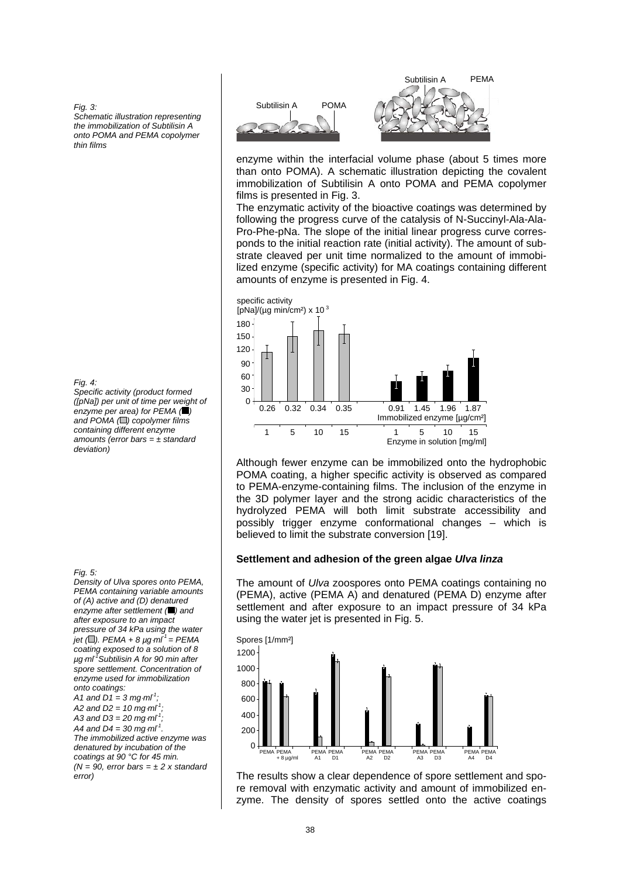*Fig. 3:*
*Schematic illustration representing the immobilization of Subtilisin A onto POMA and PEMA copolymer thin films*

enzyme within the interfacial volume phase (about 5 times more than onto POMA). A schematic illustration depicting the covalent immobilization of Subtilisin A onto POMA and PEMA copolymer films is presented in Fig. 3.

The enzymatic activity of the bioactive coatings was determined by following the progress curve of the catalysis of N-Succinyl-Ala-Ala-Pro-Phe-pNa. The slope of the initial linear progress curve corresponds to the initial reaction rate (initial activity). The amount of substrate cleaved per unit time normalized to the amount of immobilized enzyme (specific activity) for MA coatings containing different amounts of enzyme is presented in Fig. 4.

*Fig. 4:*
*Specific activity (product formed ([pNa]) per unit of time per weight of enzyme per area) for PEMA (■) and POMA (□) copolymer films containing different enzyme amounts (error bars = ± standard deviation)*

Although fewer enzyme can be immobilized onto the hydrophobic POMA coating, a higher specific activity is observed as compared to PEMA-enzyme-containing films. The inclusion of the enzyme in the 3D polymer layer and the strong acidic characteristics of the hydrolyzed PEMA will both limit substrate accessibility and possibly trigger enzyme conformational changes – which is believed to limit the substrate conversion [19].

### Settlement and adhesion of the green algae *Ulva linza*

The amount of *Ulva* zoospores onto PEMA coatings containing no (PEMA), active (PEMA A) and denatured (PEMA D) enzyme after settlement and after exposure to an impact pressure of 34 kPa using the water jet is presented in Fig. 5.

*Fig. 5:*
*Density of Ulva spores onto PEMA, PEMA containing variable amounts of (A) active and (D) denatured enzyme after settlement (■) and after exposure to an impact pressure of 34 kPa using the water jet (□). PEMA + 8 µg·ml$^{-1}$ = PEMA coating exposed to a solution of 8 µg·ml$^{-1}$ Subtilisin A for 90 min after spore settlement. Concentration of enzyme used for immobilization onto coatings:*
*A1 and D1 = 3 mg·ml$^{-1}$;*
*A2 and D2 = 10 mg·ml$^{-1}$;*
*A3 and D3 = 20 mg·ml$^{-1}$;*
*A4 and D4 = 30 mg·ml$^{-1}$.*
*The immobilized active enzyme was denatured by incubation of the coatings at 90 °C for 45 min.*
*(N = 90, error bars = ± 2 x standard error)*

The results show a clear dependence of spore settlement and spore removal with enzymatic activity and amount of immobilized enzyme. The density of spores settled onto the active coatings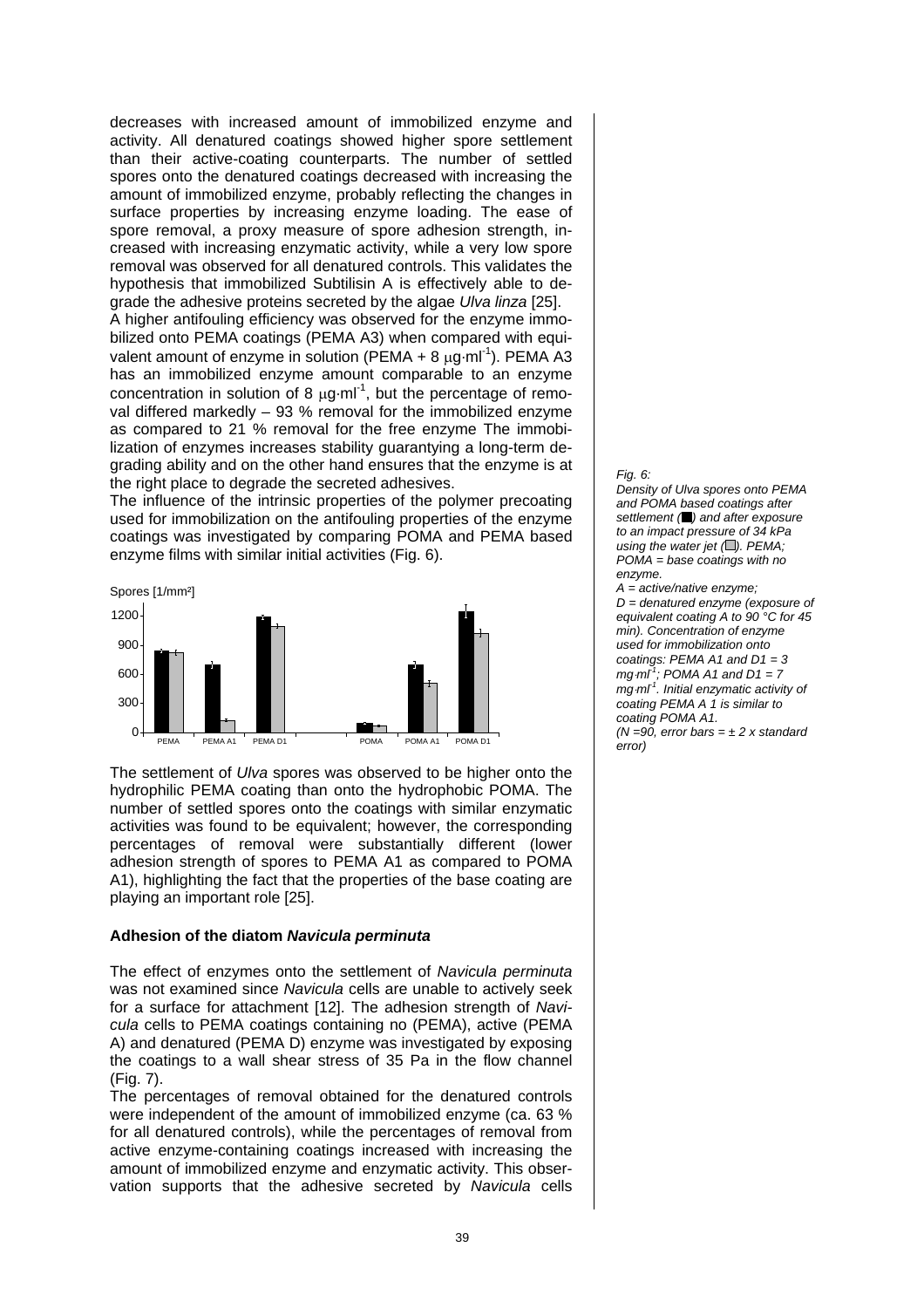decreases with increased amount of immobilized enzyme and activity. All denatured coatings showed higher spore settlement than their active-coating counterparts. The number of settled spores onto the denatured coatings decreased with increasing the amount of immobilized enzyme, probably reflecting the changes in surface properties by increasing enzyme loading. The ease of spore removal, a proxy measure of spore adhesion strength, increased with increasing enzymatic activity, while a very low spore removal was observed for all denatured controls. This validates the hypothesis that immobilized Subtilisin A is effectively able to degrade the adhesive proteins secreted by the algae *Ulva linza* [25].

A higher antifouling efficiency was observed for the enzyme immobilized onto PEMA coatings (PEMA A3) when compared with equivalent amount of enzyme in solution (PEMA + 8 $\mu g \cdot ml^{-1}$). PEMA A3 has an immobilized enzyme amount comparable to an enzyme concentration in solution of 8 $\mu g \cdot ml^{-1}$, but the percentage of removal differed markedly – 93 % removal for the immobilized enzyme as compared to 21 % removal for the free enzyme The immobilization of enzymes increases stability guarantying a long-term degrading ability and on the other hand ensures that the enzyme is at the right place to degrade the secreted adhesives.

The influence of the intrinsic properties of the polymer precoating used for immobilization on the antifouling properties of the enzyme coatings was investigated by comparing POMA and PEMA based enzyme films with similar initial activities (Fig. 6).

*Fig. 6: Density of Ulva spores onto PEMA and POMA based coatings after settlement (■) and after exposure to an impact pressure of 34 kPa using the water jet (□). PEMA; POMA = base coatings with no enzyme. A = active/native enzyme; D = denatured enzyme (exposure of equivalent coating A to 90 °C for 45 min). Concentration of enzyme used for immobilization onto coatings: PEMA A1 and D1 = 3 mg·ml⁻¹; POMA A1 and D1 = 7 mg·ml⁻¹. Initial enzymatic activity of coating PEMA A 1 is similar to coating POMA A1. (N =90, error bars = ± 2 x standard error)*

The settlement of *Ulva* spores was observed to be higher onto the hydrophilic PEMA coating than onto the hydrophobic POMA. The number of settled spores onto the coatings with similar enzymatic activities was found to be equivalent; however, the corresponding percentages of removal were substantially different (lower adhesion strength of spores to PEMA A1 as compared to POMA A1), highlighting the fact that the properties of the base coating are playing an important role [25].

### Adhesion of the diatom *Navicula perminuta*

The effect of enzymes onto the settlement of *Navicula perminuta* was not examined since *Navicula* cells are unable to actively seek for a surface for attachment [12]. The adhesion strength of *Navicula* cells to PEMA coatings containing no (PEMA), active (PEMA A) and denatured (PEMA D) enzyme was investigated by exposing the coatings to a wall shear stress of 35 Pa in the flow channel (Fig. 7).

The percentages of removal obtained for the denatured controls were independent of the amount of immobilized enzyme (ca. 63 % for all denatured controls), while the percentages of removal from active enzyme-containing coatings increased with increasing the amount of immobilized enzyme and enzymatic activity. This observation supports that the adhesive secreted by *Navicula* cells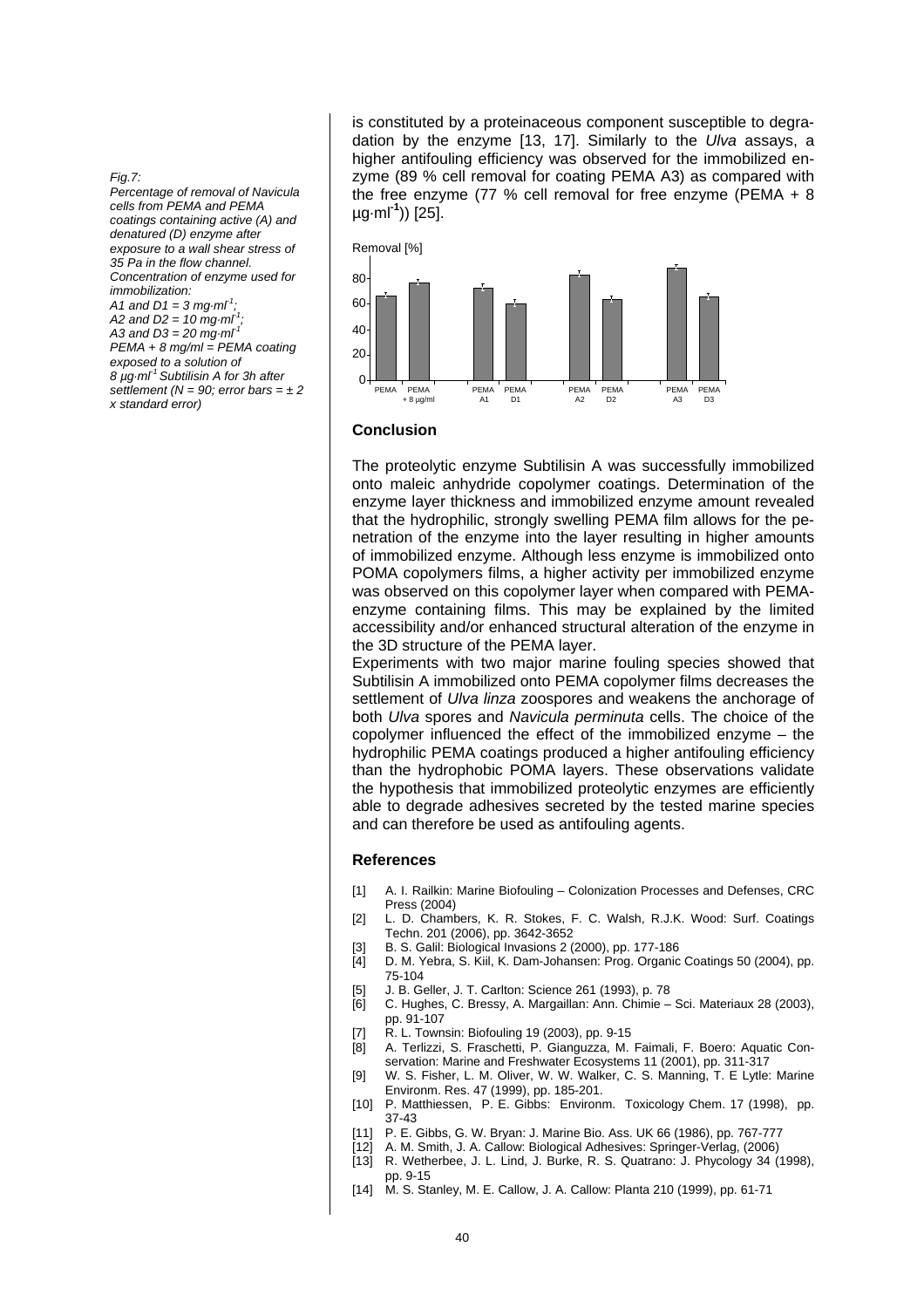is constituted by a proteinaceous component susceptible to degradation by the enzyme [13, 17]. Similarly to the *Ulva* assays, a higher antifouling efficiency was observed for the immobilized enzyme (89 % cell removal for coating PEMA A3) as compared with the free enzyme (77 % cell removal for free enzyme (PEMA + 8 $\mu g \cdot ml^{-1}$)) [25].

*Fig.7: Percentage of removal of Navicula cells from PEMA and PEMA coatings containing active (A) and denatured (D) enzyme after exposure to a wall shear stress of 35 Pa in the flow channel. Concentration of enzyme used for immobilization: A1 and D1 = 3 $mg \cdot ml^{-1}$; A2 and D2 = 10 $mg \cdot ml^{-1}$; A3 and D3 = 20 $mg \cdot ml^{-1}$ PEMA + 8 mg/ml = PEMA coating exposed to a solution of 8 $\mu g \cdot ml^{-1}$ Subtilisin A for 3h after settlement (N = 90; error bars = ± 2 x standard error)*

## Conclusion

The proteolytic enzyme Subtilisin A was successfully immobilized onto maleic anhydride copolymer coatings. Determination of the enzyme layer thickness and immobilized enzyme amount revealed that the hydrophilic, strongly swelling PEMA film allows for the penetration of the enzyme into the layer resulting in higher amounts of immobilized enzyme. Although less enzyme is immobilized onto POMA copolymers films, a higher activity per immobilized enzyme was observed on this copolymer layer when compared with PEMA-enzyme containing films. This may be explained by the limited accessibility and/or enhanced structural alteration of the enzyme in the 3D structure of the PEMA layer.

Experiments with two major marine fouling species showed that Subtilisin A immobilized onto PEMA copolymer films decreases the settlement of *Ulva linza* zoospores and weakens the anchorage of both *Ulva* spores and *Navicula perminuta* cells. The choice of the copolymer influenced the effect of the immobilized enzyme – the hydrophilic PEMA coatings produced a higher antifouling efficiency than the hydrophobic POMA layers. These observations validate the hypothesis that immobilized proteolytic enzymes are efficiently able to degrade adhesives secreted by the tested marine species and can therefore be used as antifouling agents.

## References

- [1] A. I. Railkin: Marine Biofouling – Colonization Processes and Defenses, CRC Press (2004)
- [2] L. D. Chambers, K. R. Stokes, F. C. Walsh, R.J.K. Wood: Surf. Coatings Techn. 201 (2006), pp. 3642-3652
- [3] B. S. Galil: Biological Invasions 2 (2000), pp. 177-186
- [4] D. M. Yebra, S. Kiil, K. Dam-Johansen: Prog. Organic Coatings 50 (2004), pp. 75-104
- [5] J. B. Geller, J. T. Carlton: Science 261 (1993), p. 78
- [6] C. Hughes, C. Bressy, A. Margaillan: Ann. Chimie – Sci. Materiaux 28 (2003), pp. 91-107
- [7] R. L. Townsin: Biofouling 19 (2003), pp. 9-15
- [8] A. Terlizzi, S. Fraschetti, P. Gianguzza, M. Faimali, F. Boero: Aquatic Conservation: Marine and Freshwater Ecosystems 11 (2001), pp. 311-317
- [9] W. S. Fisher, L. M. Oliver, W. W. Walker, C. S. Manning, T. E Lytle: Marine Environm. Res. 47 (1999), pp. 185-201.
- [10] P. Matthiessen, P. E. Gibbs: Environm. Toxicology Chem. 17 (1998), pp. 37-43
- [11] P. E. Gibbs, G. W. Bryan: J. Marine Bio. Ass. UK 66 (1986), pp. 767-777
- [12] A. M. Smith, J. A. Callow: Biological Adhesives: Springer-Verlag, (2006)
- [13] R. Wetherbee, J. L. Lind, J. Burke, R. S. Quatrano: J. Phycology 34 (1998), pp. 9-15
- [14] M. S. Stanley, M. E. Callow, J. A. Callow: Planta 210 (1999), pp. 61-71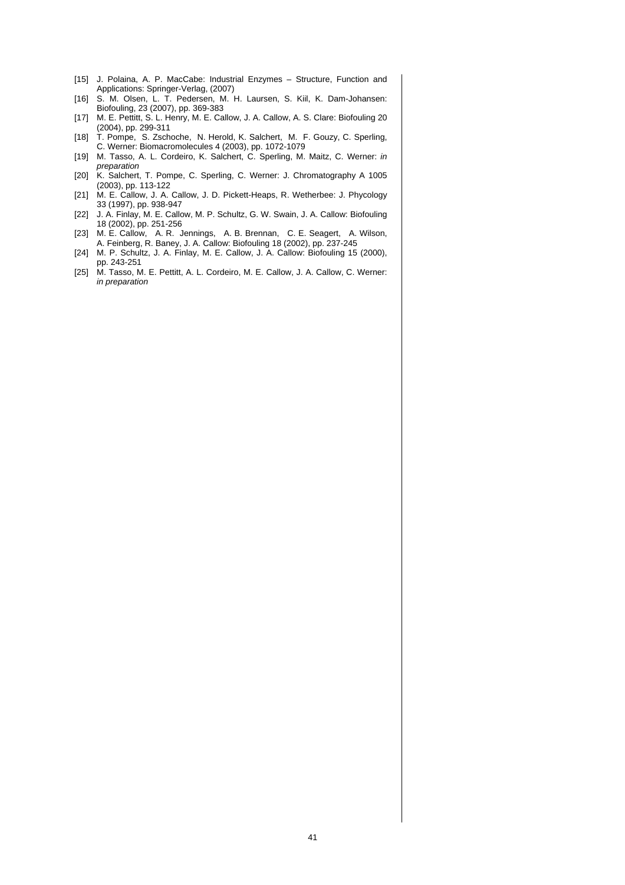[15] J. Polaina, A. P. MacCabe: Industrial Enzymes – Structure, Function and Applications: Springer-Verlag, (2007)

[16] S. M. Olsen, L. T. Pedersen, M. H. Laursen, S. Kiil, K. Dam-Johansen: Biofouling, 23 (2007), pp. 369-383

[17] M. E. Pettitt, S. L. Henry, M. E. Callow, J. A. Callow, A. S. Clare: Biofouling 20 (2004), pp. 299-311

[18] T. Pompe, S. Zschoche, N. Herold, K. Salchert, M. F. Gouzy, C. Sperling, C. Werner: Biomacromolecules 4 (2003), pp. 1072-1079

[19] M. Tasso, A. L. Cordeiro, K. Salchert, C. Sperling, M. Maitz, C. Werner: *in preparation*

[20] K. Salchert, T. Pompe, C. Sperling, C. Werner: J. Chromatography A 1005 (2003), pp. 113-122

[21] M. E. Callow, J. A. Callow, J. D. Pickett-Heaps, R. Wetherbee: J. Phycology 33 (1997), pp. 938-947

[22] J. A. Finlay, M. E. Callow, M. P. Schultz, G. W. Swain, J. A. Callow: Biofouling 18 (2002), pp. 251-256

[23] M. E. Callow, A. R. Jennings, A. B. Brennan, C. E. Seagert, A. Wilson, A. Feinberg, R. Baney, J. A. Callow: Biofouling 18 (2002), pp. 237-245

[24] M. P. Schultz, J. A. Finlay, M. E. Callow, J. A. Callow: Biofouling 15 (2000), pp. 243-251

[25] M. Tasso, M. E. Pettitt, A. L. Cordeiro, M. E. Callow, J. A. Callow, C. Werner: *in preparation*